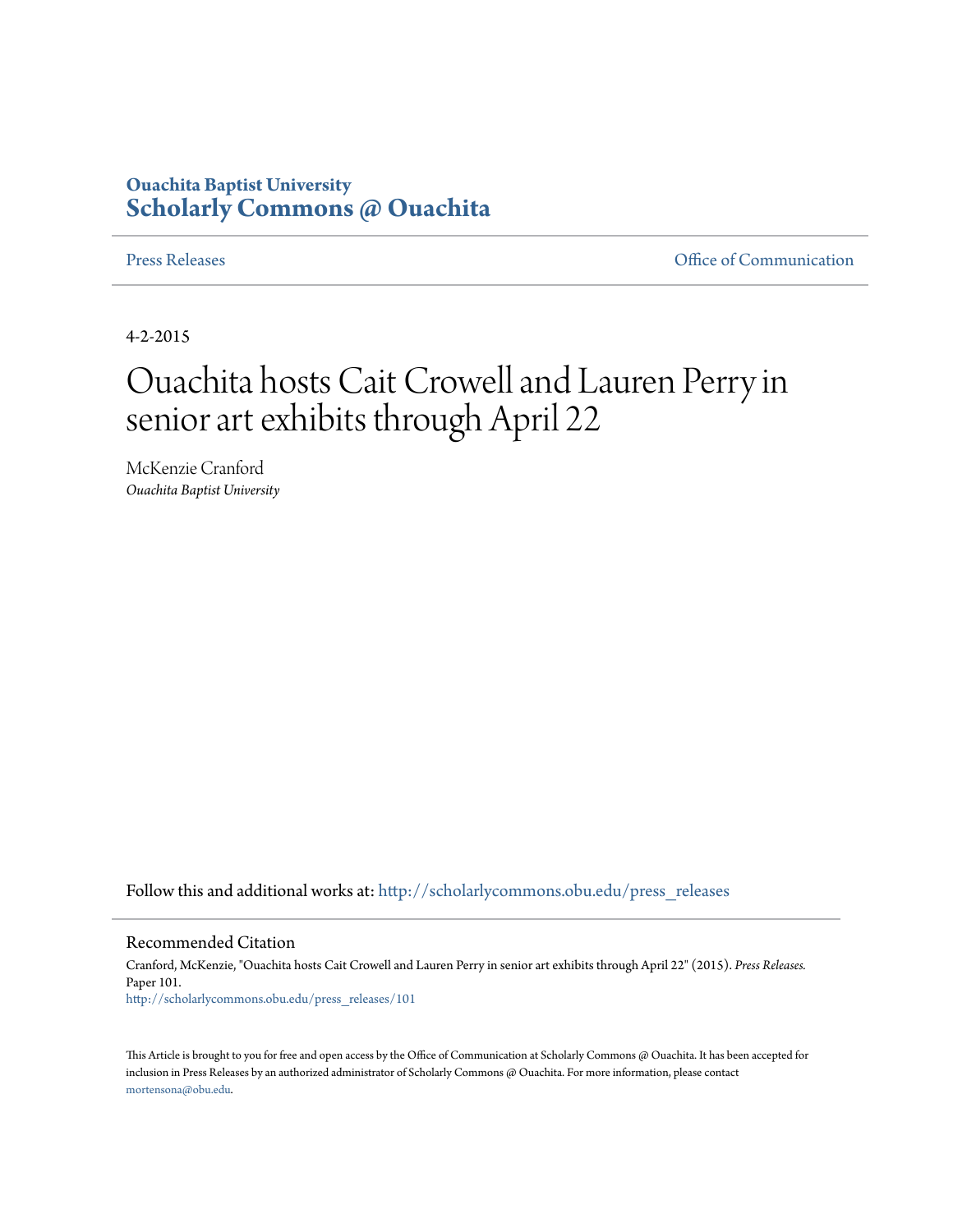**Ouachita Baptist University**
**Scholarly Commons @ Ouachita**

Press Releases | Office of Communication

4-2-2015

# Ouachita hosts Cait Crowell and Lauren Perry in senior art exhibits through April 22

McKenzie Cranford
*Ouachita Baptist University*

Follow this and additional works at: http://scholarlycommons.obu.edu/press_releases

## Recommended Citation

Cranford, McKenzie, "Ouachita hosts Cait Crowell and Lauren Perry in senior art exhibits through April 22" (2015). *Press Releases.* Paper 101.
http://scholarlycommons.obu.edu/press_releases/101

This Article is brought to you for free and open access by the Office of Communication at Scholarly Commons @ Ouachita. It has been accepted for inclusion in Press Releases by an authorized administrator of Scholarly Commons @ Ouachita. For more information, please contact mortensona@obu.edu.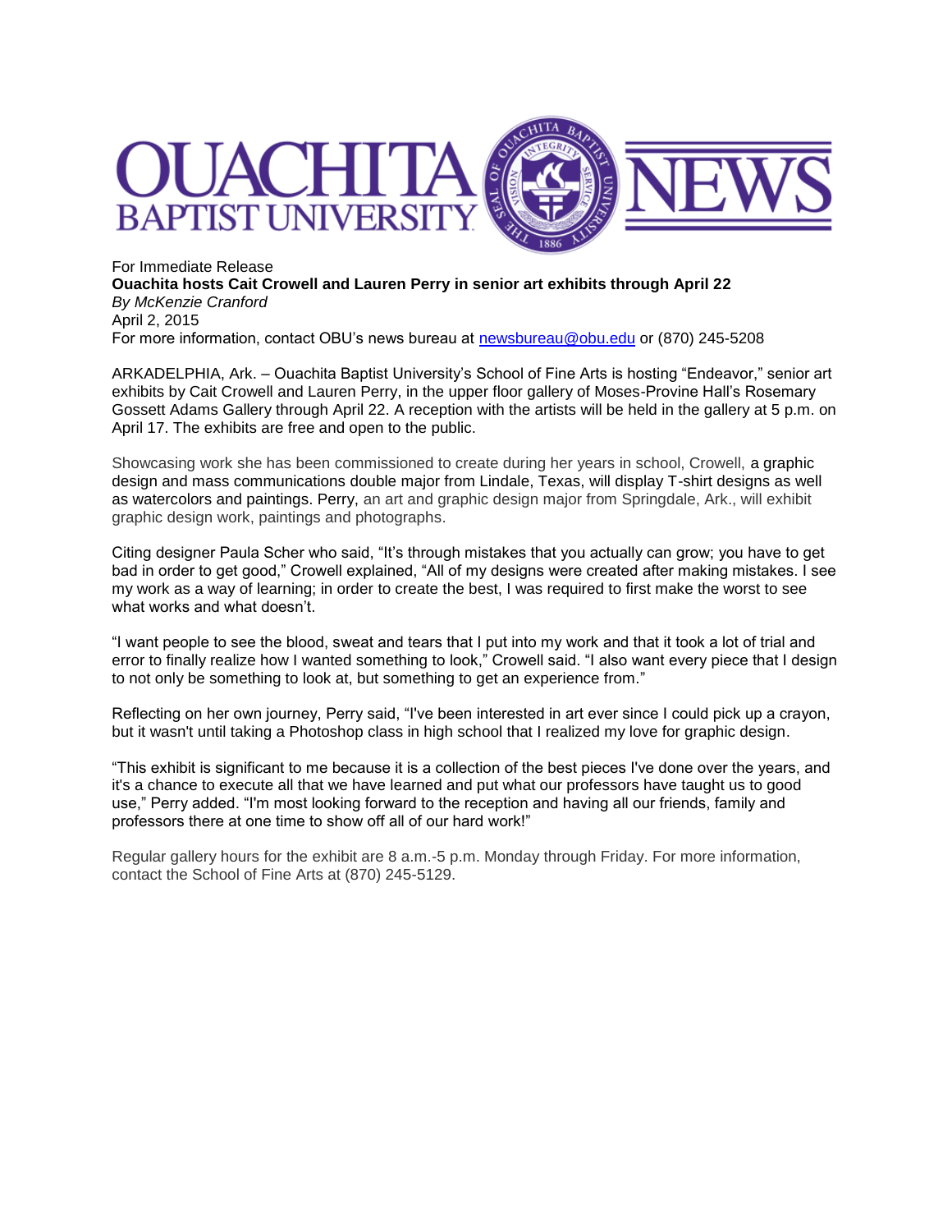OUACHITA BAPTIST UNIVERSITY NEWS

For Immediate Release

**Ouachita hosts Cait Crowell and Lauren Perry in senior art exhibits through April 22**

*By McKenzie Cranford*

April 2, 2015

For more information, contact OBU's news bureau at newsbureau@obu.edu or (870) 245-5208

ARKADELPHIA, Ark. – Ouachita Baptist University's School of Fine Arts is hosting "Endeavor," senior art exhibits by Cait Crowell and Lauren Perry, in the upper floor gallery of Moses-Provine Hall's Rosemary Gossett Adams Gallery through April 22. A reception with the artists will be held in the gallery at 5 p.m. on April 17. The exhibits are free and open to the public.

Showcasing work she has been commissioned to create during her years in school, Crowell, a graphic design and mass communications double major from Lindale, Texas, will display T-shirt designs as well as watercolors and paintings. Perry, an art and graphic design major from Springdale, Ark., will exhibit graphic design work, paintings and photographs.

Citing designer Paula Scher who said, "It's through mistakes that you actually can grow; you have to get bad in order to get good," Crowell explained, "All of my designs were created after making mistakes. I see my work as a way of learning; in order to create the best, I was required to first make the worst to see what works and what doesn't.

"I want people to see the blood, sweat and tears that I put into my work and that it took a lot of trial and error to finally realize how I wanted something to look," Crowell said. "I also want every piece that I design to not only be something to look at, but something to get an experience from."

Reflecting on her own journey, Perry said, "I've been interested in art ever since I could pick up a crayon, but it wasn't until taking a Photoshop class in high school that I realized my love for graphic design.

"This exhibit is significant to me because it is a collection of the best pieces I've done over the years, and it's a chance to execute all that we have learned and put what our professors have taught us to good use," Perry added. "I'm most looking forward to the reception and having all our friends, family and professors there at one time to show off all of our hard work!"

Regular gallery hours for the exhibit are 8 a.m.-5 p.m. Monday through Friday. For more information, contact the School of Fine Arts at (870) 245-5129.